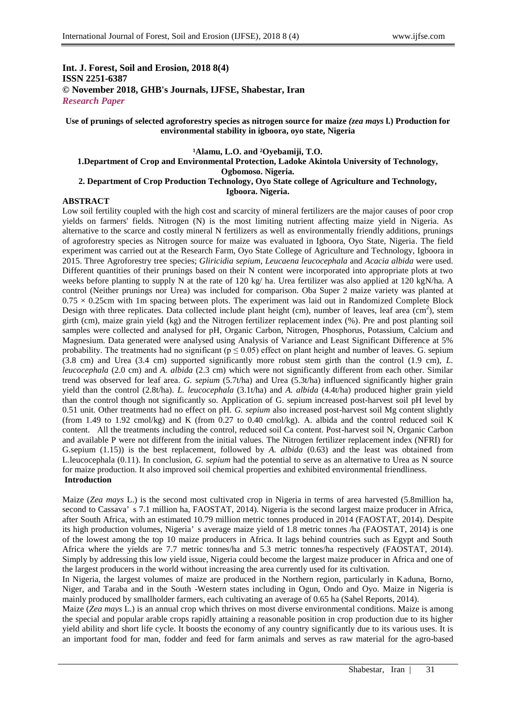**Int. J. Forest, Soil and Erosion, 2018 8(4)**
**ISSN 2251-6387**
**© November 2018, GHB's Journals, IJFSE, Shabestar, Iran**
***Research Paper***

**Use of prunings of selected agroforestry species as nitrogen source for maize *(zea mays* l.) Production for environmental stability in igboora, oyo state, Nigeria**

**[1]Alamu, L.O. and [2]Oyebamiji, T.O.**

**1.Department of Crop and Environmental Protection, Ladoke Akintola University of Technology, Ogbomoso. Nigeria.**

**2. Department of Crop Production Technology, Oyo State college of Agriculture and Technology, Igboora. Nigeria.**

**ABSTRACT**

Low soil fertility coupled with the high cost and scarcity of mineral fertilizers are the major causes of poor crop yields on farmers' fields. Nitrogen (N) is the most limiting nutrient affecting maize yield in Nigeria. As alternative to the scarce and costly mineral N fertilizers as well as environmentally friendly additions, prunings of agroforestry species as Nitrogen source for maize was evaluated in Igboora, Oyo State, Nigeria. The field experiment was carried out at the Research Farm, Oyo State College of Agriculture and Technology, Igboora in 2015. Three Agroforestry tree species; *Gliricidia sepium*, *Leucaena leucocephala* and *Acacia albida* were used. Different quantities of their prunings based on their N content were incorporated into appropriate plots at two weeks before planting to supply N at the rate of 120 kg/ ha. Urea fertilizer was also applied at 120 kgN/ha. A control (Neither prunings nor Urea) was included for comparison. Oba Super 2 maize variety was planted at $0.75 \times 0.25$cm with 1m spacing between plots. The experiment was laid out in Randomized Complete Block Design with three replicates. Data collected include plant height (cm), number of leaves, leaf area ($cm^2$), stem girth (cm), maize grain yield (kg) and the Nitrogen fertilizer replacement index (%). Pre and post planting soil samples were collected and analysed for pH, Organic Carbon, Nitrogen, Phosphorus, Potassium, Calcium and Magnesium. Data generated were analysed using Analysis of Variance and Least Significant Difference at 5% probability. The treatments had no significant ($p \leq 0.05$) effect on plant height and number of leaves. G. sepium (3.8 cm) and Urea (3.4 cm) supported significantly more robust stem girth than the control (1.9 cm), *L. leucocephala* (2.0 cm) and *A. albida* (2.3 cm) which were not significantly different from each other. Similar trend was observed for leaf area. *G. sepium* (5.7t/ha) and Urea (5.3t/ha) influenced significantly higher grain yield than the control (2.8t/ha). *L. leucocephala* (3.1t/ha) and *A. albida* (4.4t/ha) produced higher grain yield than the control though not significantly so. Application of G. sepium increased post-harvest soil pH level by 0.51 unit. Other treatments had no effect on pH. *G. sepium* also increased post-harvest soil Mg content slightly (from 1.49 to 1.92 cmol/kg) and K (from 0.27 to 0.40 cmol/kg). A. albida and the control reduced soil K content. All the treatments including the control, reduced soil Ca content. Post-harvest soil N, Organic Carbon and available P were not different from the initial values. The Nitrogen fertilizer replacement index (NFRI) for G.sepium (1.15)) is the best replacement, followed by *A. albida* (0.63) and the least was obtained from L.leucocephala (0.11). In conclusion, *G. sepium* had the potential to serve as an alternative to Urea as N source for maize production. It also improved soil chemical properties and exhibited environmental friendliness.

**Introduction**

Maize (*Zea mays* L.) is the second most cultivated crop in Nigeria in terms of area harvested (5.8million ha, second to Cassava' s 7.1 million ha, FAOSTAT, 2014). Nigeria is the second largest maize producer in Africa, after South Africa, with an estimated 10.79 million metric tonnes produced in 2014 (FAOSTAT, 2014). Despite its high production volumes, Nigeria' s average maize yield of 1.8 metric tonnes /ha (FAOSTAT, 2014) is one of the lowest among the top 10 maize producers in Africa. It lags behind countries such as Egypt and South Africa where the yields are 7.7 metric tonnes/ha and 5.3 metric tonnes/ha respectively (FAOSTAT, 2014). Simply by addressing this low yield issue, Nigeria could become the largest maize producer in Africa and one of the largest producers in the world without increasing the area currently used for its cultivation.

In Nigeria, the largest volumes of maize are produced in the Northern region, particularly in Kaduna, Borno, Niger, and Taraba and in the South -Western states including in Ogun, Ondo and Oyo. Maize in Nigeria is mainly produced by smallholder farmers, each cultivating an average of 0.65 ha (Sahel Reports, 2014).

Maize (*Zea mays* L.) is an annual crop which thrives on most diverse environmental conditions. Maize is among the special and popular arable crops rapidly attaining a reasonable position in crop production due to its higher yield ability and short life cycle. It boosts the economy of any country significantly due to its various uses. It is an important food for man, fodder and feed for farm animals and serves as raw material for the agro-based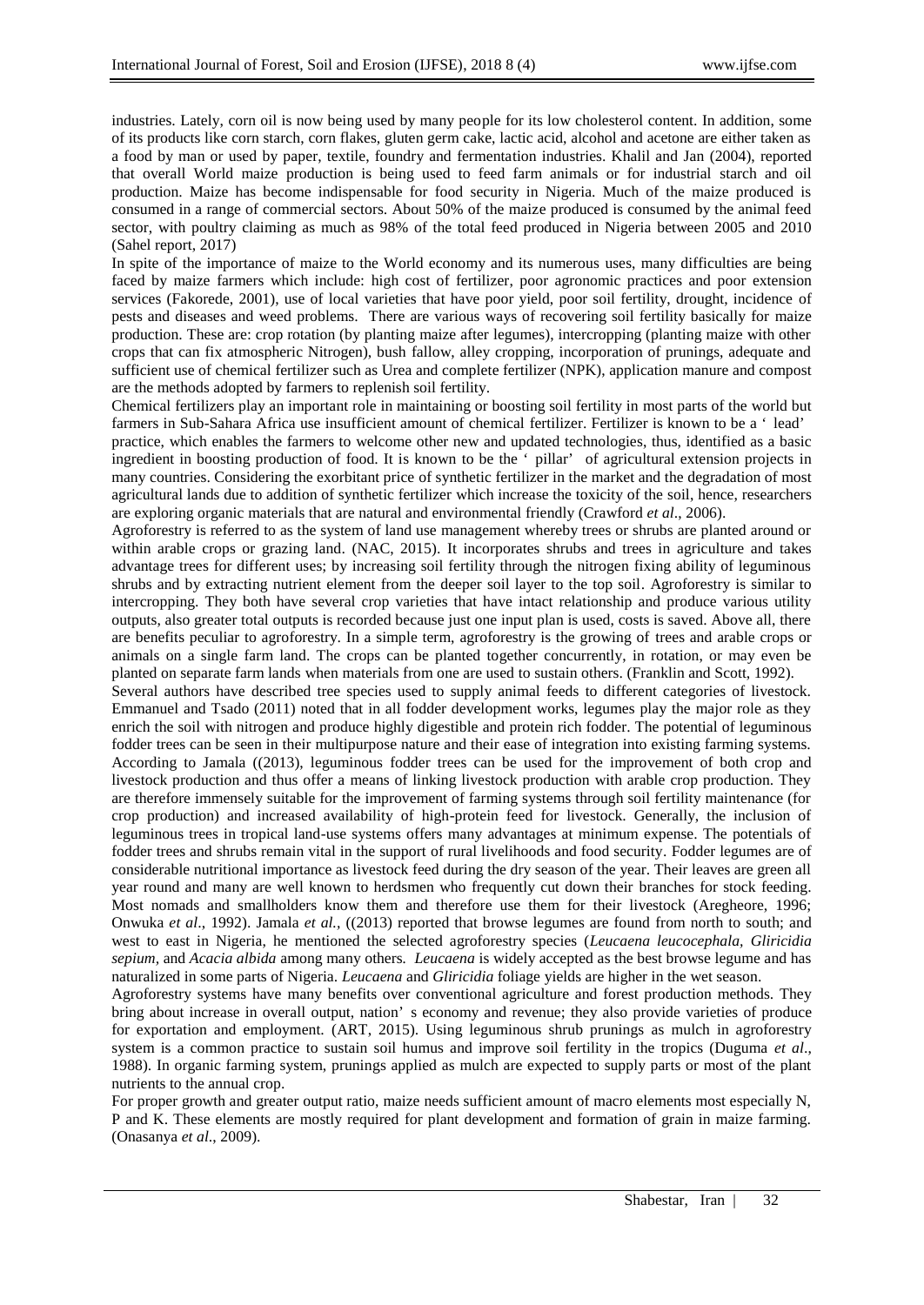industries. Lately, corn oil is now being used by many people for its low cholesterol content. In addition, some of its products like corn starch, corn flakes, gluten germ cake, lactic acid, alcohol and acetone are either taken as a food by man or used by paper, textile, foundry and fermentation industries. Khalil and Jan (2004), reported that overall World maize production is being used to feed farm animals or for industrial starch and oil production. Maize has become indispensable for food security in Nigeria. Much of the maize produced is consumed in a range of commercial sectors. About 50% of the maize produced is consumed by the animal feed sector, with poultry claiming as much as 98% of the total feed produced in Nigeria between 2005 and 2010 (Sahel report, 2017)

In spite of the importance of maize to the World economy and its numerous uses, many difficulties are being faced by maize farmers which include: high cost of fertilizer, poor agronomic practices and poor extension services (Fakorede, 2001), use of local varieties that have poor yield, poor soil fertility, drought, incidence of pests and diseases and weed problems. There are various ways of recovering soil fertility basically for maize production. These are: crop rotation (by planting maize after legumes), intercropping (planting maize with other crops that can fix atmospheric Nitrogen), bush fallow, alley cropping, incorporation of prunings, adequate and sufficient use of chemical fertilizer such as Urea and complete fertilizer (NPK), application manure and compost are the methods adopted by farmers to replenish soil fertility.

Chemical fertilizers play an important role in maintaining or boosting soil fertility in most parts of the world but farmers in Sub-Sahara Africa use insufficient amount of chemical fertilizer. Fertilizer is known to be a ' lead' practice, which enables the farmers to welcome other new and updated technologies, thus, identified as a basic ingredient in boosting production of food. It is known to be the ' pillar' of agricultural extension projects in many countries. Considering the exorbitant price of synthetic fertilizer in the market and the degradation of most agricultural lands due to addition of synthetic fertilizer which increase the toxicity of the soil, hence, researchers are exploring organic materials that are natural and environmental friendly (Crawford *et al*., 2006).

Agroforestry is referred to as the system of land use management whereby trees or shrubs are planted around or within arable crops or grazing land. (NAC, 2015). It incorporates shrubs and trees in agriculture and takes advantage trees for different uses; by increasing soil fertility through the nitrogen fixing ability of leguminous shrubs and by extracting nutrient element from the deeper soil layer to the top soil. Agroforestry is similar to intercropping. They both have several crop varieties that have intact relationship and produce various utility outputs, also greater total outputs is recorded because just one input plan is used, costs is saved. Above all, there are benefits peculiar to agroforestry. In a simple term, agroforestry is the growing of trees and arable crops or animals on a single farm land. The crops can be planted together concurrently, in rotation, or may even be planted on separate farm lands when materials from one are used to sustain others. (Franklin and Scott, 1992).

Several authors have described tree species used to supply animal feeds to different categories of livestock. Emmanuel and Tsado (2011) noted that in all fodder development works, legumes play the major role as they enrich the soil with nitrogen and produce highly digestible and protein rich fodder. The potential of leguminous fodder trees can be seen in their multipurpose nature and their ease of integration into existing farming systems. According to Jamala ((2013), leguminous fodder trees can be used for the improvement of both crop and livestock production and thus offer a means of linking livestock production with arable crop production. They are therefore immensely suitable for the improvement of farming systems through soil fertility maintenance (for crop production) and increased availability of high-protein feed for livestock. Generally, the inclusion of leguminous trees in tropical land-use systems offers many advantages at minimum expense. The potentials of fodder trees and shrubs remain vital in the support of rural livelihoods and food security. Fodder legumes are of considerable nutritional importance as livestock feed during the dry season of the year. Their leaves are green all year round and many are well known to herdsmen who frequently cut down their branches for stock feeding. Most nomads and smallholders know them and therefore use them for their livestock (Aregheore, 1996; Onwuka *et al*., 1992). Jamala *et al.*, ((2013) reported that browse legumes are found from north to south; and west to east in Nigeria, he mentioned the selected agroforestry species (*Leucaena leucocephala, Gliricidia sepium,* and *Acacia albida* among many others. *Leucaena* is widely accepted as the best browse legume and has naturalized in some parts of Nigeria. *Leucaena* and *Gliricidia* foliage yields are higher in the wet season.

Agroforestry systems have many benefits over conventional agriculture and forest production methods. They bring about increase in overall output, nation' s economy and revenue; they also provide varieties of produce for exportation and employment. (ART, 2015). Using leguminous shrub prunings as mulch in agroforestry system is a common practice to sustain soil humus and improve soil fertility in the tropics (Duguma *et al*., 1988). In organic farming system, prunings applied as mulch are expected to supply parts or most of the plant nutrients to the annual crop.

For proper growth and greater output ratio, maize needs sufficient amount of macro elements most especially N, P and K. These elements are mostly required for plant development and formation of grain in maize farming. (Onasanya *et al*., 2009).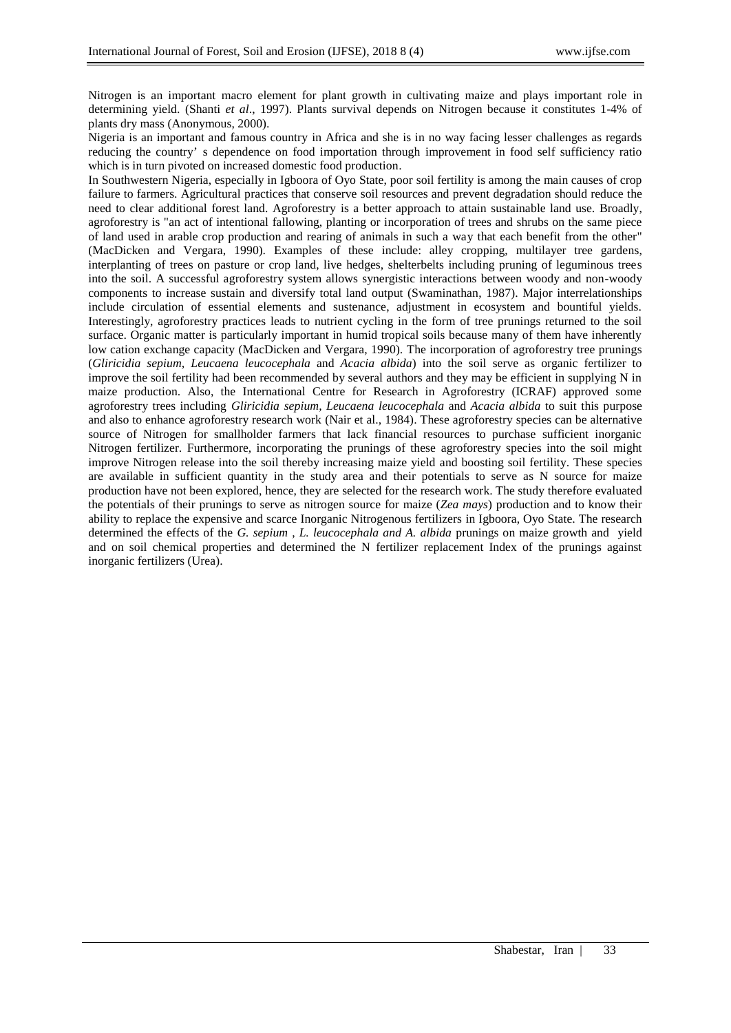Nitrogen is an important macro element for plant growth in cultivating maize and plays important role in determining yield. (Shanti *et al*., 1997). Plants survival depends on Nitrogen because it constitutes 1-4% of plants dry mass (Anonymous, 2000).

Nigeria is an important and famous country in Africa and she is in no way facing lesser challenges as regards reducing the country' s dependence on food importation through improvement in food self sufficiency ratio which is in turn pivoted on increased domestic food production.

In Southwestern Nigeria, especially in Igboora of Oyo State, poor soil fertility is among the main causes of crop failure to farmers. Agricultural practices that conserve soil resources and prevent degradation should reduce the need to clear additional forest land. Agroforestry is a better approach to attain sustainable land use. Broadly, agroforestry is "an act of intentional fallowing, planting or incorporation of trees and shrubs on the same piece of land used in arable crop production and rearing of animals in such a way that each benefit from the other" (MacDicken and Vergara, 1990). Examples of these include: alley cropping, multilayer tree gardens, interplanting of trees on pasture or crop land, live hedges, shelterbelts including pruning of leguminous trees into the soil. A successful agroforestry system allows synergistic interactions between woody and non-woody components to increase sustain and diversify total land output (Swaminathan, 1987). Major interrelationships include circulation of essential elements and sustenance, adjustment in ecosystem and bountiful yields. Interestingly, agroforestry practices leads to nutrient cycling in the form of tree prunings returned to the soil surface. Organic matter is particularly important in humid tropical soils because many of them have inherently low cation exchange capacity (MacDicken and Vergara, 1990). The incorporation of agroforestry tree prunings (*Gliricidia sepium*, *Leucaena leucocephala* and *Acacia albida*) into the soil serve as organic fertilizer to improve the soil fertility had been recommended by several authors and they may be efficient in supplying N in maize production. Also, the International Centre for Research in Agroforestry (ICRAF) approved some agroforestry trees including *Gliricidia sepium, Leucaena leucocephala* and *Acacia albida* to suit this purpose and also to enhance agroforestry research work (Nair et al., 1984). These agroforestry species can be alternative source of Nitrogen for smallholder farmers that lack financial resources to purchase sufficient inorganic Nitrogen fertilizer. Furthermore, incorporating the prunings of these agroforestry species into the soil might improve Nitrogen release into the soil thereby increasing maize yield and boosting soil fertility. These species are available in sufficient quantity in the study area and their potentials to serve as N source for maize production have not been explored, hence, they are selected for the research work. The study therefore evaluated the potentials of their prunings to serve as nitrogen source for maize (*Zea mays*) production and to know their ability to replace the expensive and scarce Inorganic Nitrogenous fertilizers in Igboora, Oyo State. The research determined the effects of the *G. sepium* , *L. leucocephala and A. albida* prunings on maize growth and yield and on soil chemical properties and determined the N fertilizer replacement Index of the prunings against inorganic fertilizers (Urea).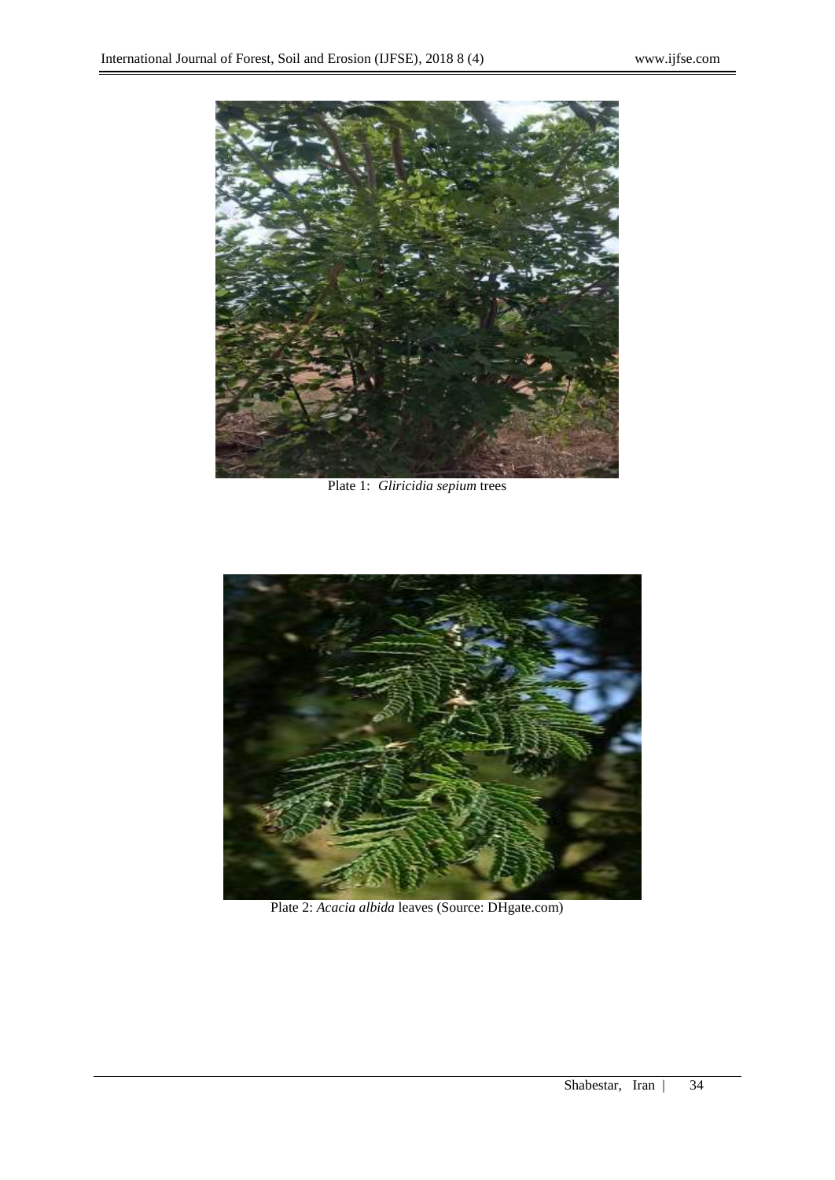Plate 1: *Gliricidia sepium* trees

Plate 2: *Acacia albida* leaves (Source: DHgate.com)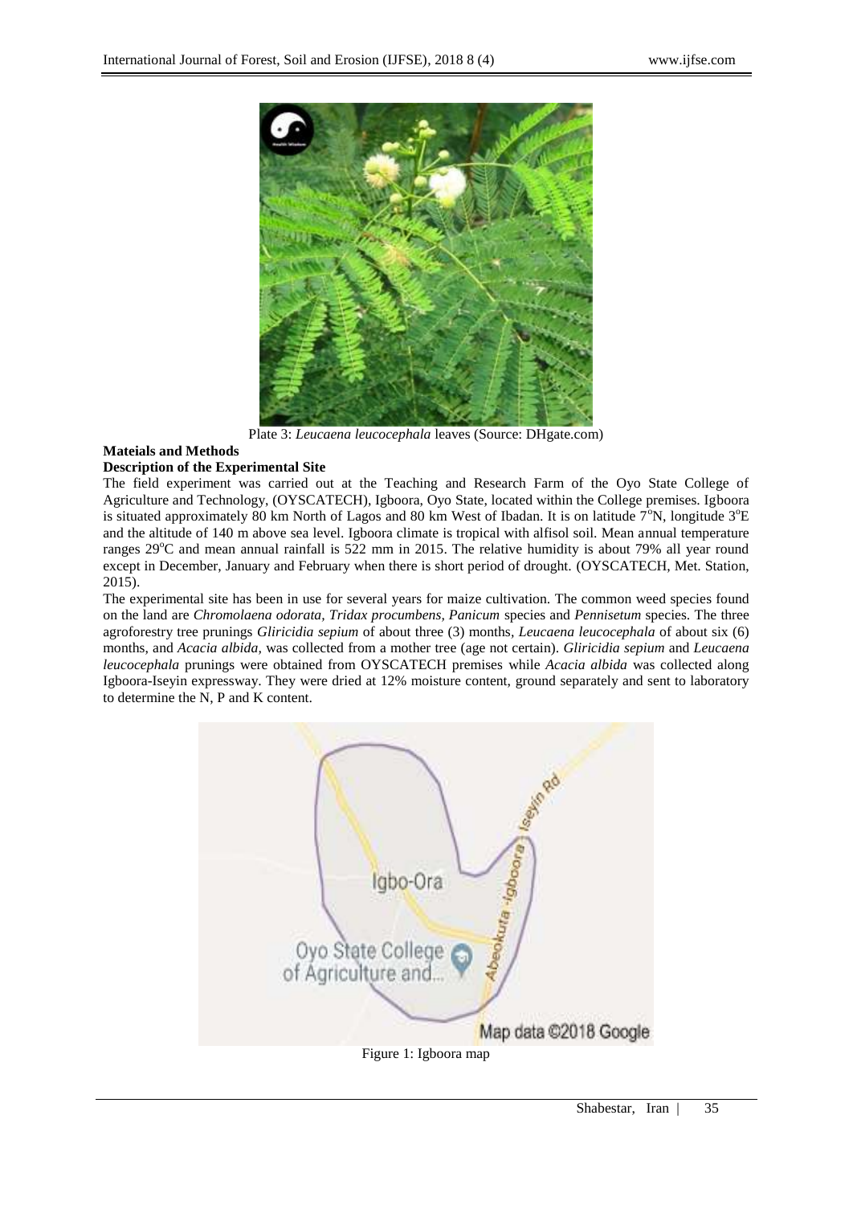Plate 3: *Leucaena leucocephala* leaves (Source: DHgate.com)

**Mateials and Methods**

**Description of the Experimental Site**

The field experiment was carried out at the Teaching and Research Farm of the Oyo State College of Agriculture and Technology, (OYSCATECH), Igboora, Oyo State, located within the College premises. Igboora is situated approximately 80 km North of Lagos and 80 km West of Ibadan. It is on latitude 7$^{o}$N, longitude 3$^{o}$E and the altitude of 140 m above sea level. Igboora climate is tropical with alfisol soil. Mean annual temperature ranges 29$^{o}$C and mean annual rainfall is 522 mm in 2015. The relative humidity is about 79% all year round except in December, January and February when there is short period of drought. (OYSCATECH, Met. Station, 2015).

The experimental site has been in use for several years for maize cultivation. The common weed species found on the land are *Chromolaena odorata, Tridax procumbens, Panicum* species and *Pennisetum* species. The three agroforestry tree prunings *Gliricidia sepium* of about three (3) months, *Leucaena leucocephala* of about six (6) months, and *Acacia albida,* was collected from a mother tree (age not certain). *Gliricidia sepium* and *Leucaena leucocephala* prunings were obtained from OYSCATECH premises while *Acacia albida* was collected along Igboora-Iseyin expressway. They were dried at 12% moisture content, ground separately and sent to laboratory to determine the N, P and K content.

Figure 1: Igboora map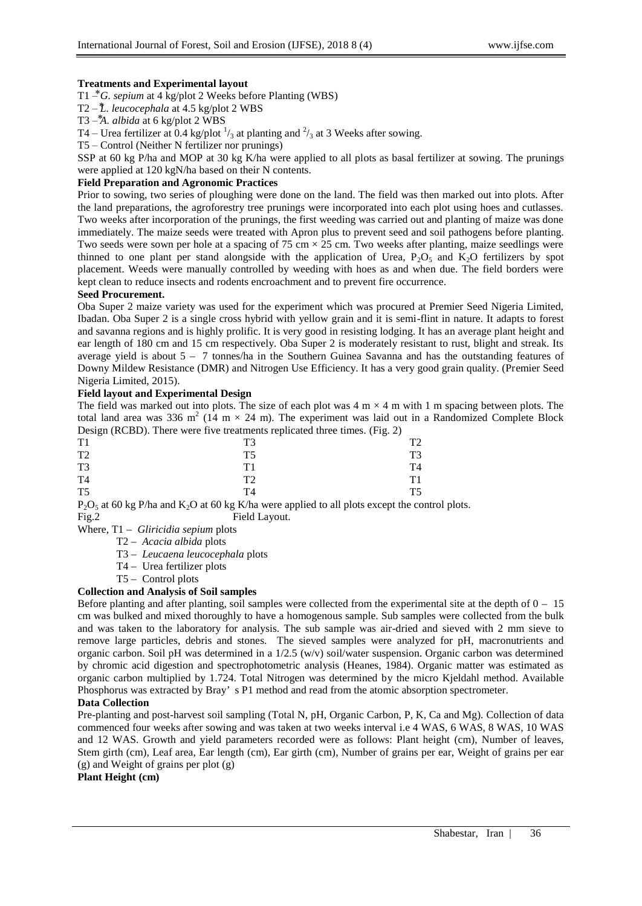**Treatments and Experimental layout**

T1 –*G. sepium* at 4 kg/plot 2 Weeks before Planting (WBS)

T2 – *L. leucocephala* at 4.5 kg/plot 2 WBS

T3 –*A. albida* at 6 kg/plot 2 WBS

T4 – Urea fertilizer at 0.4 kg/plot $^{1}/_{3}$ at planting and $^{2}/_{3}$ at 3 Weeks after sowing.

T5 – Control (Neither N fertilizer nor prunings)

SSP at 60 kg P/ha and MOP at 30 kg K/ha were applied to all plots as basal fertilizer at sowing. The prunings were applied at 120 kgN/ha based on their N contents.

**Field Preparation and Agronomic Practices**

Prior to sowing, two series of ploughing were done on the land. The field was then marked out into plots. After the land preparations, the agroforestry tree prunings were incorporated into each plot using hoes and cutlasses. Two weeks after incorporation of the prunings, the first weeding was carried out and planting of maize was done immediately. The maize seeds were treated with Apron plus to prevent seed and soil pathogens before planting. Two seeds were sown per hole at a spacing of 75 cm × 25 cm. Two weeks after planting, maize seedlings were thinned to one plant per stand alongside with the application of Urea, $P_2O_5$ and $K_2O$ fertilizers by spot placement. Weeds were manually controlled by weeding with hoes as and when due. The field borders were kept clean to reduce insects and rodents encroachment and to prevent fire occurrence.

**Seed Procurement.**

Oba Super 2 maize variety was used for the experiment which was procured at Premier Seed Nigeria Limited, Ibadan. Oba Super 2 is a single cross hybrid with yellow grain and it is semi-flint in nature. It adapts to forest and savanna regions and is highly prolific. It is very good in resisting lodging. It has an average plant height and ear length of 180 cm and 15 cm respectively. Oba Super 2 is moderately resistant to rust, blight and streak. Its average yield is about 5 – 7 tonnes/ha in the Southern Guinea Savanna and has the outstanding features of Downy Mildew Resistance (DMR) and Nitrogen Use Efficiency. It has a very good grain quality. (Premier Seed Nigeria Limited, 2015).

**Field layout and Experimental Design**

The field was marked out into plots. The size of each plot was 4 m × 4 m with 1 m spacing between plots. The total land area was 336 m$^2$ (14 m × 24 m). The experiment was laid out in a Randomized Complete Block Design (RCBD). There were five treatments replicated three times. (Fig. 2)

| | | |
|---|---|---|
| T1 | T3 | T2 |
| T2 | T5 | T3 |
| T3 | T1 | T4 |
| T4 | T2 | T1 |
| T5 | T4 | T5 |

$P_2O_5$ at 60 kg P/ha and $K_2O$ at 60 kg K/ha were applied to all plots except the control plots.

Fig.2 Field Layout.

Where, T1 – *Gliricidia sepium* plots

T2 – *Acacia albida* plots

T3 – *Leucaena leucocephala* plots

T4 – Urea fertilizer plots

T5 – Control plots

**Collection and Analysis of Soil samples**

Before planting and after planting, soil samples were collected from the experimental site at the depth of 0 – 15 cm was bulked and mixed thoroughly to have a homogenous sample. Sub samples were collected from the bulk and was taken to the laboratory for analysis. The sub sample was air-dried and sieved with 2 mm sieve to remove large particles, debris and stones. The sieved samples were analyzed for pH, macronutrients and organic carbon. Soil pH was determined in a 1/2.5 (w/v) soil/water suspension. Organic carbon was determined by chromic acid digestion and spectrophotometric analysis (Heanes, 1984). Organic matter was estimated as organic carbon multiplied by 1.724. Total Nitrogen was determined by the micro Kjeldahl method. Available Phosphorus was extracted by Bray' s P1 method and read from the atomic absorption spectrometer.

**Data Collection**

Pre-planting and post-harvest soil sampling (Total N, pH, Organic Carbon, P, K, Ca and Mg). Collection of data commenced four weeks after sowing and was taken at two weeks interval i.e 4 WAS, 6 WAS, 8 WAS, 10 WAS and 12 WAS. Growth and yield parameters recorded were as follows: Plant height (cm), Number of leaves, Stem girth (cm), Leaf area, Ear length (cm), Ear girth (cm), Number of grains per ear, Weight of grains per ear (g) and Weight of grains per plot (g)

**Plant Height (cm)**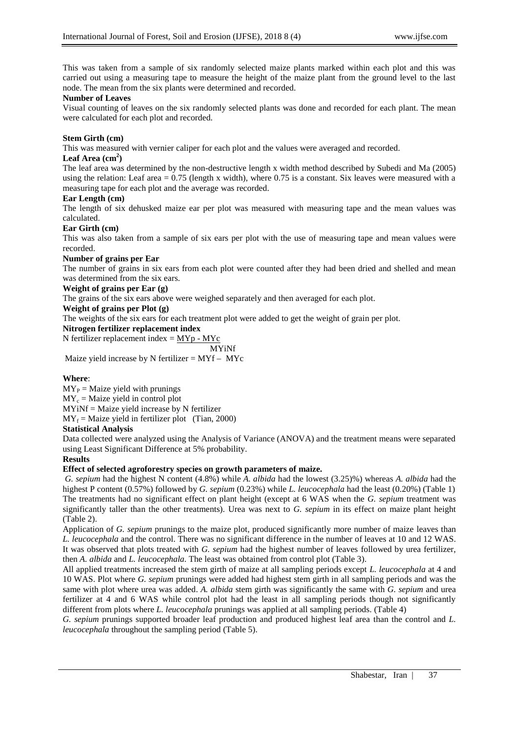This was taken from a sample of six randomly selected maize plants marked within each plot and this was carried out using a measuring tape to measure the height of the maize plant from the ground level to the last node. The mean from the six plants were determined and recorded.

**Number of Leaves**

Visual counting of leaves on the six randomly selected plants was done and recorded for each plant. The mean were calculated for each plot and recorded.

**Stem Girth (cm)**

This was measured with vernier caliper for each plot and the values were averaged and recorded.

**Leaf Area ($cm^2$)**

The leaf area was determined by the non-destructive length x width method described by Subedi and Ma (2005) using the relation: Leaf area = 0.75 (length x width), where 0.75 is a constant. Six leaves were measured with a measuring tape for each plot and the average was recorded.

**Ear Length (cm)**

The length of six dehusked maize ear per plot was measured with measuring tape and the mean values was calculated.

**Ear Girth (cm)**

This was also taken from a sample of six ears per plot with the use of measuring tape and mean values were recorded.

**Number of grains per Ear**

The number of grains in six ears from each plot were counted after they had been dried and shelled and mean was determined from the six ears.

**Weight of grains per Ear (g)**

The grains of the six ears above were weighed separately and then averaged for each plot.

**Weight of grains per Plot (g)**

The weights of the six ears for each treatment plot were added to get the weight of grain per plot.

**Nitrogen fertilizer replacement index**

$$\text{N fertilizer replacement index} = \frac{MY_p - MY_c}{MYiNf}$$

Maize yield increase by N fertilizer = $MY_f - MY_c$

**Where**:

$MY_P$ = Maize yield with prunings

$MY_c$ = Maize yield in control plot

MYiNf = Maize yield increase by N fertilizer

$MY_f$ = Maize yield in fertilizer plot (Tian, 2000)

**Statistical Analysis**

Data collected were analyzed using the Analysis of Variance (ANOVA) and the treatment means were separated using Least Significant Difference at 5% probability.

**Results**

**Effect of selected agroforestry species on growth parameters of maize.**

*G. sepium* had the highest N content (4.8%) while *A. albida* had the lowest (3.25)%) whereas *A. albida* had the highest P content (0.57%) followed by *G. sepium* (0.23%) while *L. leucocephala* had the least (0.20%) (Table 1) The treatments had no significant effect on plant height (except at 6 WAS when the *G. sepium* treatment was significantly taller than the other treatments). Urea was next to *G. sepium* in its effect on maize plant height (Table 2).

Application of *G. sepium* prunings to the maize plot, produced significantly more number of maize leaves than *L. leucocephala* and the control. There was no significant difference in the number of leaves at 10 and 12 WAS. It was observed that plots treated with *G. sepium* had the highest number of leaves followed by urea fertilizer, then *A. albida* and *L. leucocephala*. The least was obtained from control plot (Table 3).

All applied treatments increased the stem girth of maize at all sampling periods except *L. leucocephala* at 4 and 10 WAS. Plot where *G. sepium* prunings were added had highest stem girth in all sampling periods and was the same with plot where urea was added. *A. albida* stem girth was significantly the same with *G. sepium* and urea fertilizer at 4 and 6 WAS while control plot had the least in all sampling periods though not significantly different from plots where *L. leucocephala* prunings was applied at all sampling periods. (Table 4)

*G. sepium* prunings supported broader leaf production and produced highest leaf area than the control and *L. leucocephala* throughout the sampling period (Table 5).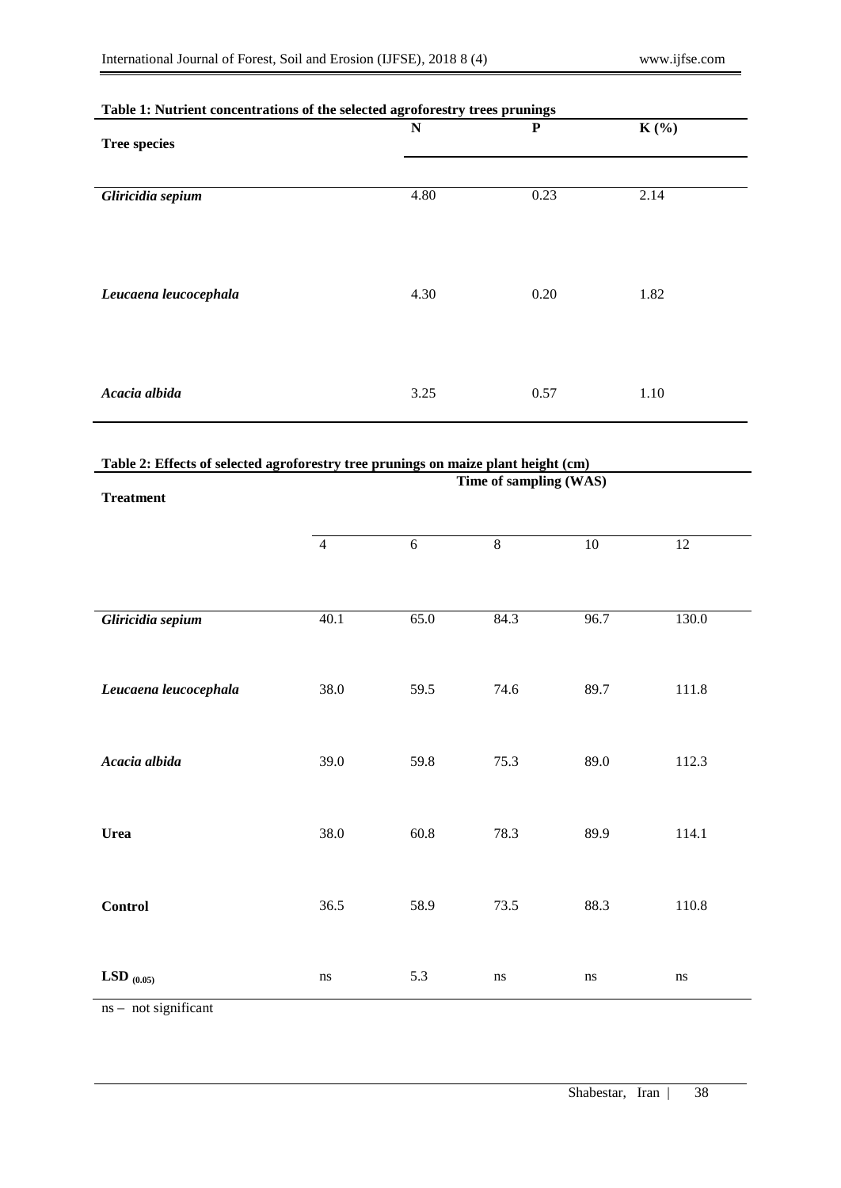**Table 1: Nutrient concentrations of the selected agroforestry trees prunings**

| Tree species | N | P | K (%) |
|---|---|---|---|
| *Gliricidia sepium* | 4.80 | 0.23 | 2.14 |
| *Leucaena leucocephala* | 4.30 | 0.20 | 1.82 |
| *Acacia albida* | 3.25 | 0.57 | 1.10 |

**Table 2: Effects of selected agroforestry tree prunings on maize plant height (cm)**

| Treatment | Time of sampling (WAS) | | | | |
|---|---|---|---|---|---|
| | 4 | 6 | 8 | 10 | 12 |
| *Gliricidia sepium* | 40.1 | 65.0 | 84.3 | 96.7 | 130.0 |
| *Leucaena leucocephala* | 38.0 | 59.5 | 74.6 | 89.7 | 111.8 |
| *Acacia albida* | 39.0 | 59.8 | 75.3 | 89.0 | 112.3 |
| **Urea** | 38.0 | 60.8 | 78.3 | 89.9 | 114.1 |
| **Control** | 36.5 | 58.9 | 73.5 | 88.3 | 110.8 |
| **$LSD_{(0.05)}$** | ns | 5.3 | ns | ns | ns |

ns – not significant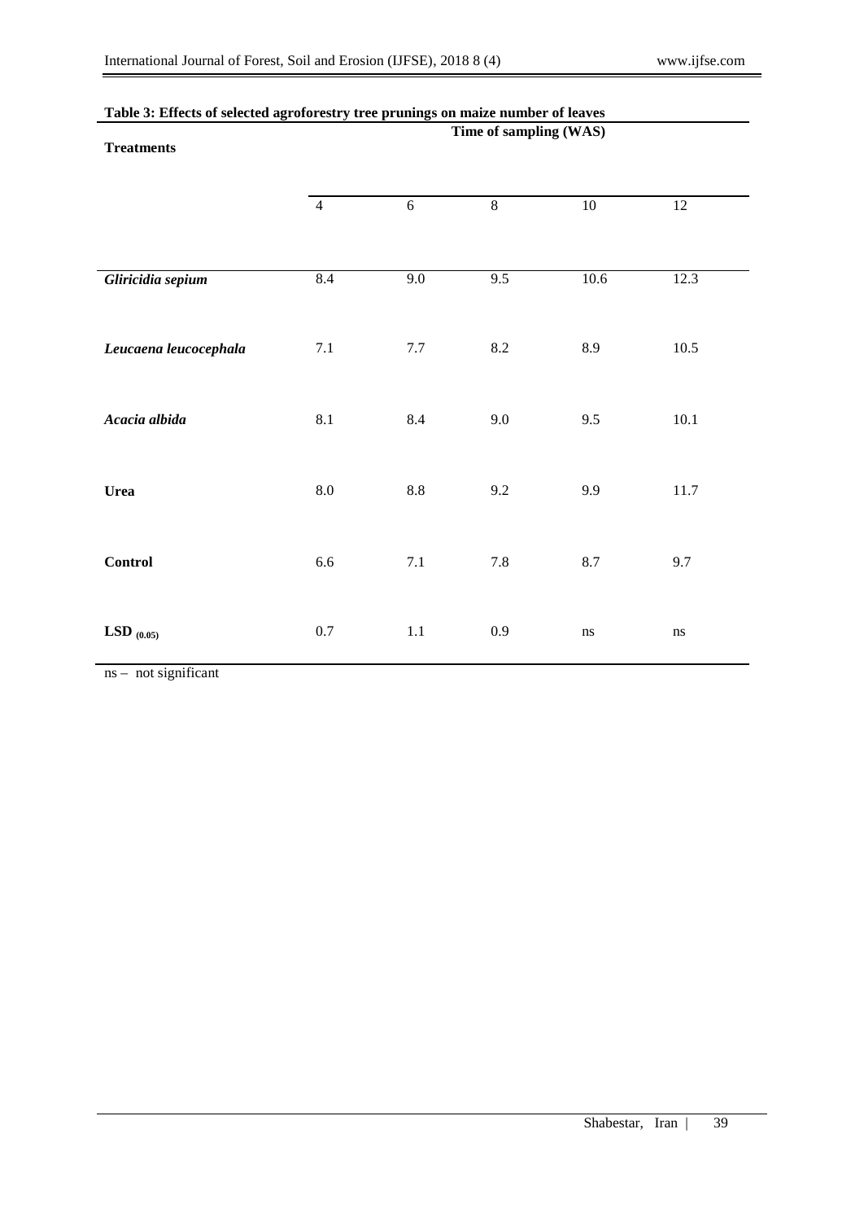**Table 3: Effects of selected agroforestry tree prunings on maize number of leaves**

| Treatments | Time of sampling (WAS) | | | | |
|---|---|---|---|---|---|
| | 4 | 6 | 8 | 10 | 12 |
| ***Gliricidia sepium*** | 8.4 | 9.0 | 9.5 | 10.6 | 12.3 |
| ***Leucaena leucocephala*** | 7.1 | 7.7 | 8.2 | 8.9 | 10.5 |
| ***Acacia albida*** | 8.1 | 8.4 | 9.0 | 9.5 | 10.1 |
| **Urea** | 8.0 | 8.8 | 9.2 | 9.9 | 11.7 |
| **Control** | 6.6 | 7.1 | 7.8 | 8.7 | 9.7 |
| **LSD $_{(0.05)}$** | 0.7 | 1.1 | 0.9 | ns | ns |

ns – not significant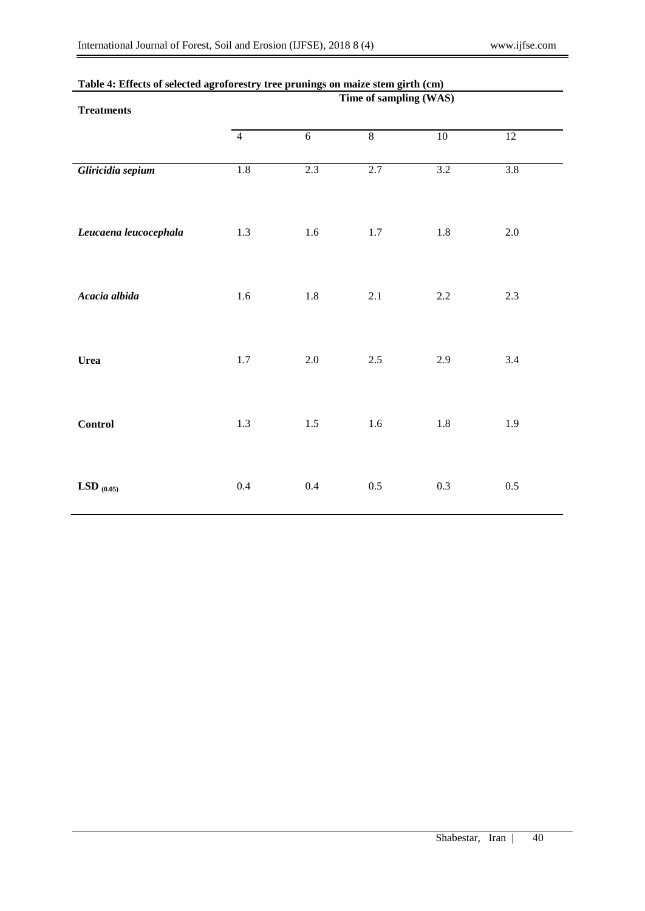**Table 4: Effects of selected agroforestry tree prunings on maize stem girth (cm)**

| Treatments | Time of sampling (WAS) | | | | |
|---|---|---|---|---|---|
| | 4 | 6 | 8 | 10 | 12 |
| *Gliricidia sepium* | 1.8 | 2.3 | 2.7 | 3.2 | 3.8 |
| *Leucaena leucocephala* | 1.3 | 1.6 | 1.7 | 1.8 | 2.0 |
| *Acacia albida* | 1.6 | 1.8 | 2.1 | 2.2 | 2.3 |
| **Urea** | 1.7 | 2.0 | 2.5 | 2.9 | 3.4 |
| **Control** | 1.3 | 1.5 | 1.6 | 1.8 | 1.9 |
| **LSD $_{(0.05)}$** | 0.4 | 0.4 | 0.5 | 0.3 | 0.5 |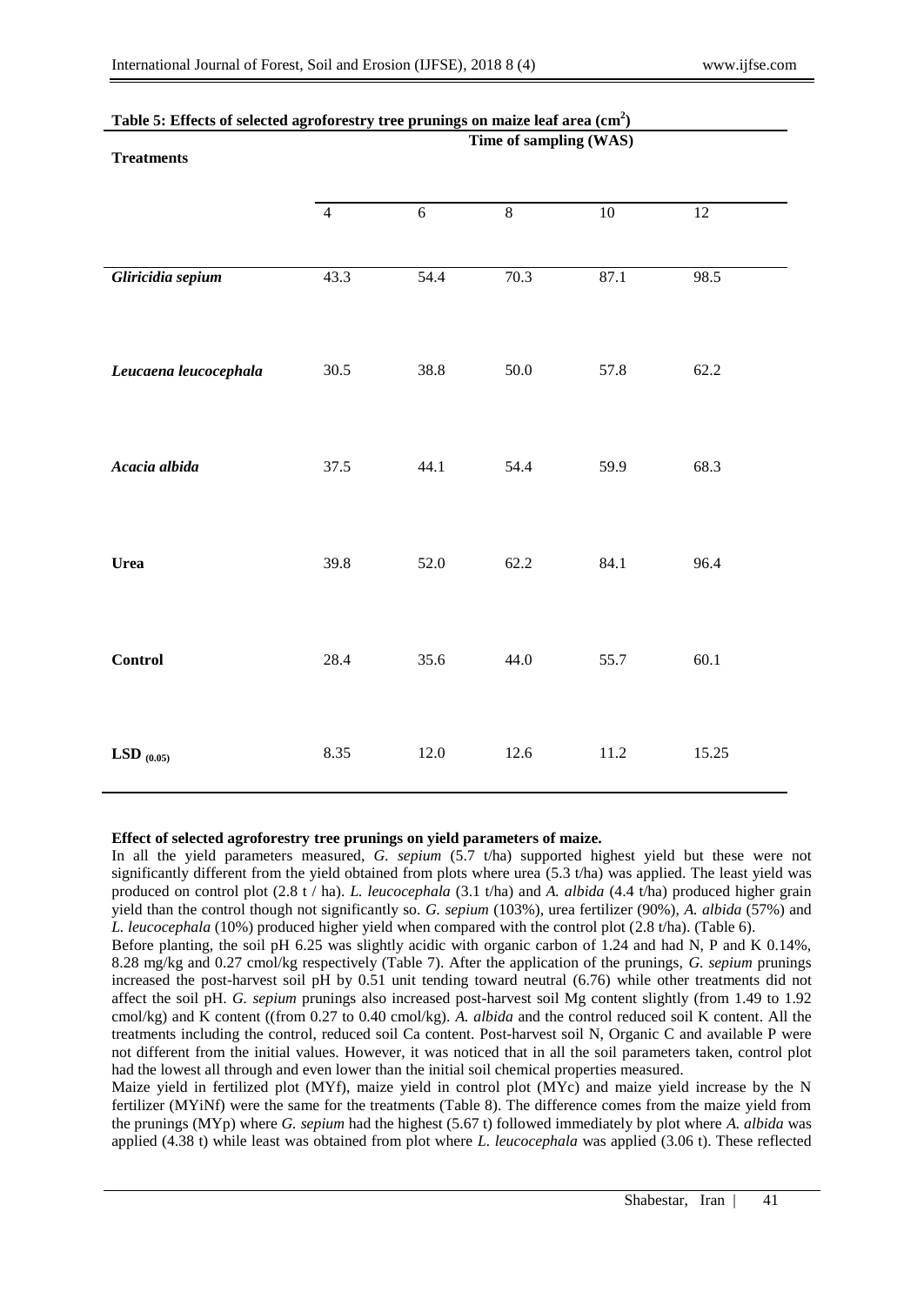**Table 5: Effects of selected agroforestry tree prunings on maize leaf area ($cm^2$)**

| Treatments | Time of sampling (WAS) | | | | |
|---|---|---|---|---|---|
| | 4 | 6 | 8 | 10 | 12 |
| ***Gliricidia sepium*** | 43.3 | 54.4 | 70.3 | 87.1 | 98.5 |
| ***Leucaena leucocephala*** | 30.5 | 38.8 | 50.0 | 57.8 | 62.2 |
| ***Acacia albida*** | 37.5 | 44.1 | 54.4 | 59.9 | 68.3 |
| **Urea** | 39.8 | 52.0 | 62.2 | 84.1 | 96.4 |
| **Control** | 28.4 | 35.6 | 44.0 | 55.7 | 60.1 |
| **$LSD_{(0.05)}$** | 8.35 | 12.0 | 12.6 | 11.2 | 15.25 |

**Effect of selected agroforestry tree prunings on yield parameters of maize.**

In all the yield parameters measured, *G. sepium* (5.7 t/ha) supported highest yield but these were not significantly different from the yield obtained from plots where urea (5.3 t/ha) was applied. The least yield was produced on control plot (2.8 t / ha). *L. leucocephala* (3.1 t/ha) and *A. albida* (4.4 t/ha) produced higher grain yield than the control though not significantly so. *G. sepium* (103%), urea fertilizer (90%), *A. albida* (57%) and *L. leucocephala* (10%) produced higher yield when compared with the control plot (2.8 t/ha). (Table 6).

Before planting, the soil pH 6.25 was slightly acidic with organic carbon of 1.24 and had N, P and K 0.14%, 8.28 mg/kg and 0.27 cmol/kg respectively (Table 7). After the application of the prunings, *G. sepium* prunings increased the post-harvest soil pH by 0.51 unit tending toward neutral (6.76) while other treatments did not affect the soil pH. *G. sepium* prunings also increased post-harvest soil Mg content slightly (from 1.49 to 1.92 cmol/kg) and K content ((from 0.27 to 0.40 cmol/kg). *A. albida* and the control reduced soil K content. All the treatments including the control, reduced soil Ca content. Post-harvest soil N, Organic C and available P were not different from the initial values. However, it was noticed that in all the soil parameters taken, control plot had the lowest all through and even lower than the initial soil chemical properties measured.

Maize yield in fertilized plot (MYf), maize yield in control plot (MYc) and maize yield increase by the N fertilizer (MYiNf) were the same for the treatments (Table 8). The difference comes from the maize yield from the prunings (MYp) where *G. sepium* had the highest (5.67 t) followed immediately by plot where *A. albida* was applied (4.38 t) while least was obtained from plot where *L. leucocephala* was applied (3.06 t). These reflected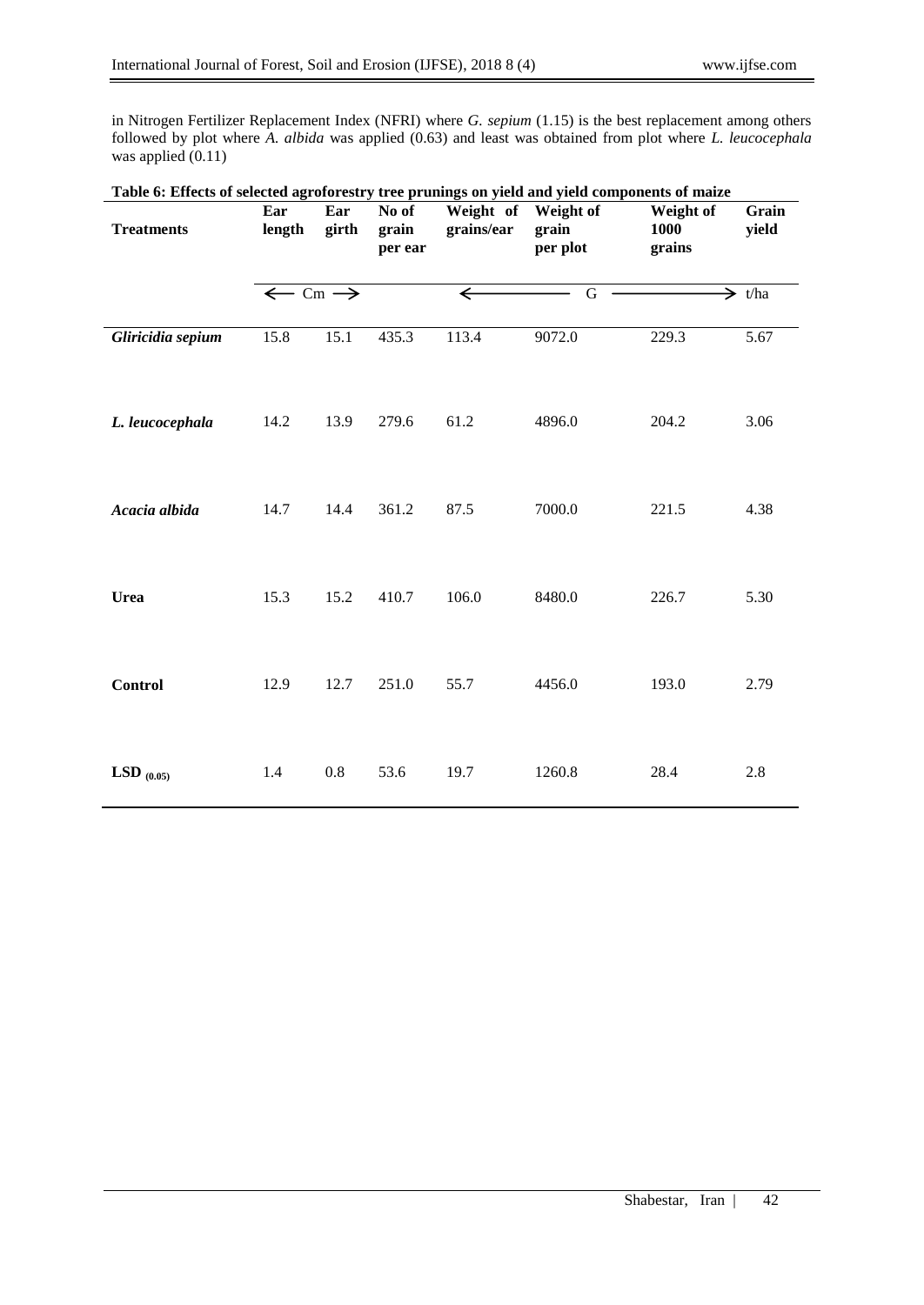in Nitrogen Fertilizer Replacement Index (NFRI) where *G. sepium* (1.15) is the best replacement among others followed by plot where *A. albida* was applied (0.63) and least was obtained from plot where *L. leucocephala* was applied (0.11)

**Table 6: Effects of selected agroforestry tree prunings on yield and yield components of maize**

| Treatments | Ear length | Ear girth | No of grain per ear | Weight of grains/ear | Weight of grain per plot | Weight of 1000 grains | Grain yield |
|---|---|---|---|---|---|---|---|
| | ← Cm → | | | ← | G | → | t/ha |
| ***Gliricidia sepium*** | 15.8 | 15.1 | 435.3 | 113.4 | 9072.0 | 229.3 | 5.67 |
| ***L. leucocephala*** | 14.2 | 13.9 | 279.6 | 61.2 | 4896.0 | 204.2 | 3.06 |
| ***Acacia albida*** | 14.7 | 14.4 | 361.2 | 87.5 | 7000.0 | 221.5 | 4.38 |
| **Urea** | 15.3 | 15.2 | 410.7 | 106.0 | 8480.0 | 226.7 | 5.30 |
| **Control** | 12.9 | 12.7 | 251.0 | 55.7 | 4456.0 | 193.0 | 2.79 |
| **$LSD_{(0.05)}$** | 1.4 | 0.8 | 53.6 | 19.7 | 1260.8 | 28.4 | 2.8 |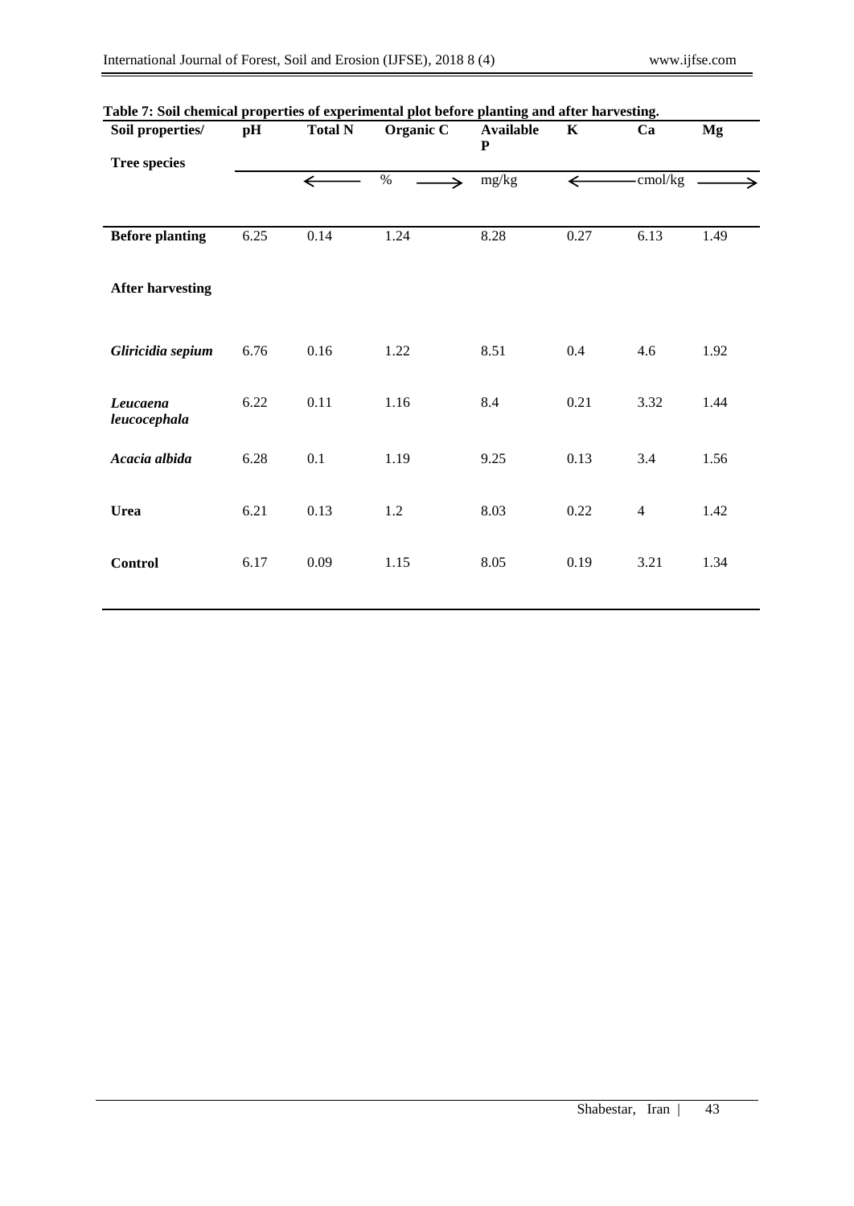**Table 7: Soil chemical properties of experimental plot before planting and after harvesting.**

| Soil properties/ Tree species | pH | Total N | Organic C | Available P | K | Ca | Mg |
|---|---|---|---|---|---|---|---|
| | | ← | % → | mg/kg | ← | cmol/kg | → |
| **Before planting** | 6.25 | 0.14 | 1.24 | 8.28 | 0.27 | 6.13 | 1.49 |
| **After harvesting** | | | | | | | |
| ***Gliricidia sepium*** | 6.76 | 0.16 | 1.22 | 8.51 | 0.4 | 4.6 | 1.92 |
| ***Leucaena leucocephala*** | 6.22 | 0.11 | 1.16 | 8.4 | 0.21 | 3.32 | 1.44 |
| ***Acacia albida*** | 6.28 | 0.1 | 1.19 | 9.25 | 0.13 | 3.4 | 1.56 |
| **Urea** | 6.21 | 0.13 | 1.2 | 8.03 | 0.22 | 4 | 1.42 |
| **Control** | 6.17 | 0.09 | 1.15 | 8.05 | 0.19 | 3.21 | 1.34 |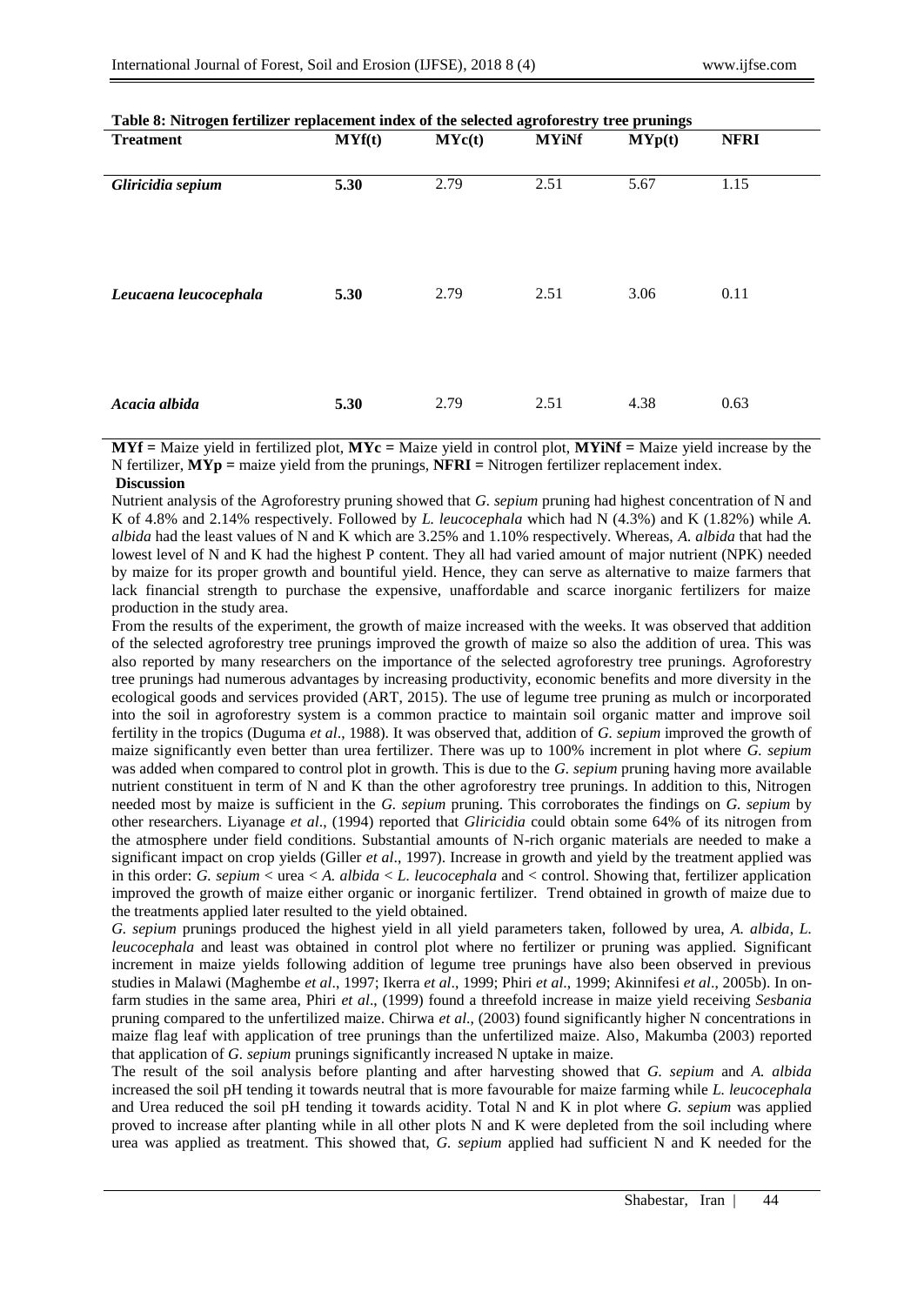**Table 8: Nitrogen fertilizer replacement index of the selected agroforestry tree prunings**

| Treatment | MYf(t) | MYc(t) | MYiNf | MYp(t) | NFRI |
|---|---|---|---|---|---|
| *Gliricidia sepium* | **5.30** | 2.79 | 2.51 | 5.67 | 1.15 |
| *Leucaena leucocephala* | **5.30** | 2.79 | 2.51 | 3.06 | 0.11 |
| *Acacia albida* | **5.30** | 2.79 | 2.51 | 4.38 | 0.63 |

**MYf =** Maize yield in fertilized plot, **MYc =** Maize yield in control plot, **MYiNf =** Maize yield increase by the N fertilizer, **MYp =** maize yield from the prunings, **NFRI =** Nitrogen fertilizer replacement index.

**Discussion**

Nutrient analysis of the Agroforestry pruning showed that *G. sepium* pruning had highest concentration of N and K of 4.8% and 2.14% respectively. Followed by *L. leucocephala* which had N (4.3%) and K (1.82%) while *A. albida* had the least values of N and K which are 3.25% and 1.10% respectively. Whereas, *A. albida* that had the lowest level of N and K had the highest P content. They all had varied amount of major nutrient (NPK) needed by maize for its proper growth and bountiful yield. Hence, they can serve as alternative to maize farmers that lack financial strength to purchase the expensive, unaffordable and scarce inorganic fertilizers for maize production in the study area.

From the results of the experiment, the growth of maize increased with the weeks. It was observed that addition of the selected agroforestry tree prunings improved the growth of maize so also the addition of urea. This was also reported by many researchers on the importance of the selected agroforestry tree prunings. Agroforestry tree prunings had numerous advantages by increasing productivity, economic benefits and more diversity in the ecological goods and services provided (ART, 2015). The use of legume tree pruning as mulch or incorporated into the soil in agroforestry system is a common practice to maintain soil organic matter and improve soil fertility in the tropics (Duguma *et al*., 1988). It was observed that, addition of *G. sepium* improved the growth of maize significantly even better than urea fertilizer. There was up to 100% increment in plot where *G. sepium* was added when compared to control plot in growth. This is due to the *G. sepium* pruning having more available nutrient constituent in term of N and K than the other agroforestry tree prunings. In addition to this, Nitrogen needed most by maize is sufficient in the *G. sepium* pruning. This corroborates the findings on *G. sepium* by other researchers. Liyanage *et al*., (1994) reported that *Gliricidia* could obtain some 64% of its nitrogen from the atmosphere under field conditions. Substantial amounts of N-rich organic materials are needed to make a significant impact on crop yields (Giller *et al*., 1997). Increase in growth and yield by the treatment applied was in this order: *G. sepium* < urea < *A. albida* < *L. leucocephala* and < control. Showing that, fertilizer application improved the growth of maize either organic or inorganic fertilizer. Trend obtained in growth of maize due to the treatments applied later resulted to the yield obtained.

*G. sepium* prunings produced the highest yield in all yield parameters taken, followed by urea, *A. albida*, *L. leucocephala* and least was obtained in control plot where no fertilizer or pruning was applied. Significant increment in maize yields following addition of legume tree prunings have also been observed in previous studies in Malawi (Maghembe *et al*., 1997; Ikerra *et al*., 1999; Phiri *et al*., 1999; Akinnifesi *et al*., 2005b). In on-farm studies in the same area, Phiri *et al*., (1999) found a threefold increase in maize yield receiving *Sesbania* pruning compared to the unfertilized maize. Chirwa *et al*., (2003) found significantly higher N concentrations in maize flag leaf with application of tree prunings than the unfertilized maize. Also, Makumba (2003) reported that application of *G. sepium* prunings significantly increased N uptake in maize.

The result of the soil analysis before planting and after harvesting showed that *G. sepium* and *A. albida* increased the soil pH tending it towards neutral that is more favourable for maize farming while *L. leucocephala* and Urea reduced the soil pH tending it towards acidity. Total N and K in plot where *G. sepium* was applied proved to increase after planting while in all other plots N and K were depleted from the soil including where urea was applied as treatment. This showed that, *G. sepium* applied had sufficient N and K needed for the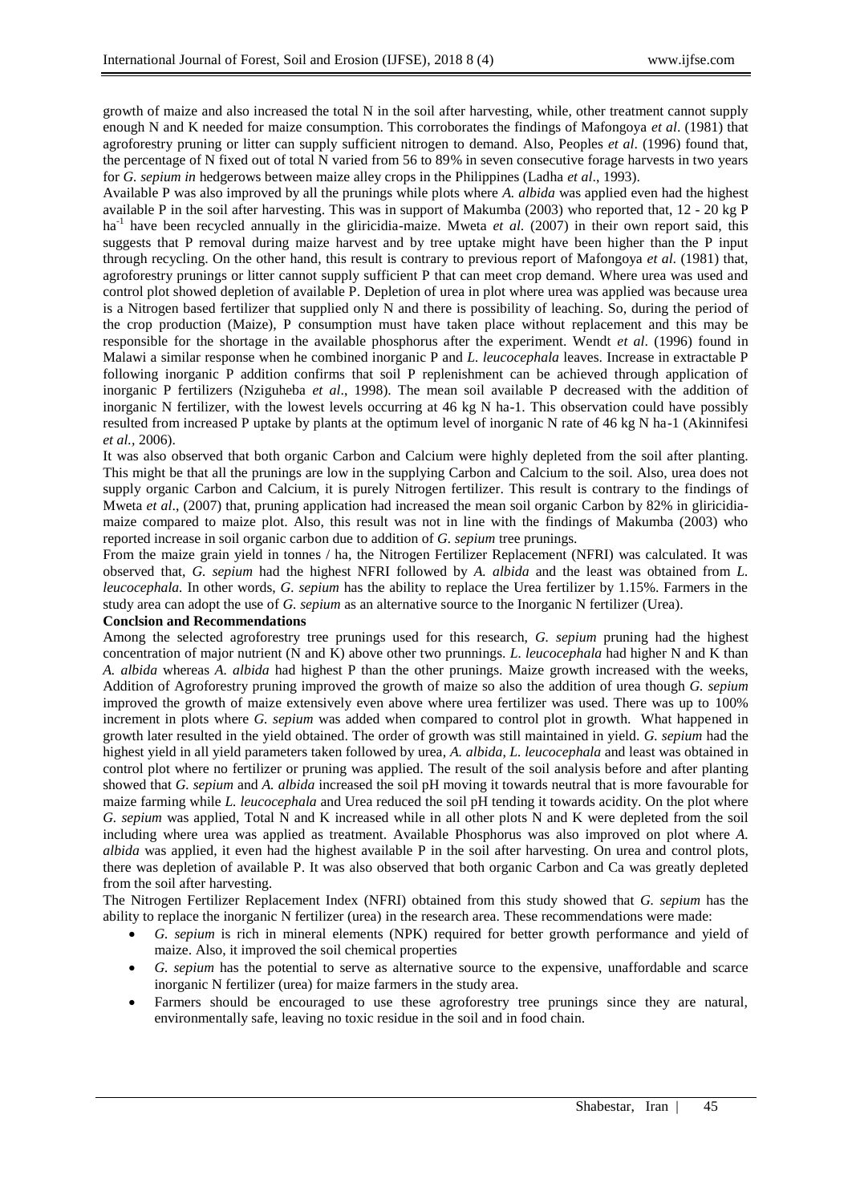growth of maize and also increased the total N in the soil after harvesting, while, other treatment cannot supply enough N and K needed for maize consumption. This corroborates the findings of Mafongoya *et al*. (1981) that agroforestry pruning or litter can supply sufficient nitrogen to demand. Also, Peoples *et al*. (1996) found that, the percentage of N fixed out of total N varied from 56 to 89% in seven consecutive forage harvests in two years for *G. sepium in* hedgerows between maize alley crops in the Philippines (Ladha *et al*., 1993).

Available P was also improved by all the prunings while plots where *A. albida* was applied even had the highest available P in the soil after harvesting. This was in support of Makumba (2003) who reported that, 12 - 20 kg P $ha^{-1}$ have been recycled annually in the gliricidia-maize. Mweta *et al.* (2007) in their own report said, this suggests that P removal during maize harvest and by tree uptake might have been higher than the P input through recycling. On the other hand, this result is contrary to previous report of Mafongoya *et al*. (1981) that, agroforestry prunings or litter cannot supply sufficient P that can meet crop demand. Where urea was used and control plot showed depletion of available P. Depletion of urea in plot where urea was applied was because urea is a Nitrogen based fertilizer that supplied only N and there is possibility of leaching. So, during the period of the crop production (Maize), P consumption must have taken place without replacement and this may be responsible for the shortage in the available phosphorus after the experiment. Wendt *et al*. (1996) found in Malawi a similar response when he combined inorganic P and *L. leucocephala* leaves. Increase in extractable P following inorganic P addition confirms that soil P replenishment can be achieved through application of inorganic P fertilizers (Nziguheba *et al*., 1998). The mean soil available P decreased with the addition of inorganic N fertilizer, with the lowest levels occurring at 46 kg N ha-1. This observation could have possibly resulted from increased P uptake by plants at the optimum level of inorganic N rate of 46 kg N ha-1 (Akinnifesi *et al.,* 2006).

It was also observed that both organic Carbon and Calcium were highly depleted from the soil after planting. This might be that all the prunings are low in the supplying Carbon and Calcium to the soil. Also, urea does not supply organic Carbon and Calcium, it is purely Nitrogen fertilizer. This result is contrary to the findings of Mweta *et al*., (2007) that, pruning application had increased the mean soil organic Carbon by 82% in gliricidia-maize compared to maize plot. Also, this result was not in line with the findings of Makumba (2003) who reported increase in soil organic carbon due to addition of *G. sepium* tree prunings.

From the maize grain yield in tonnes / ha, the Nitrogen Fertilizer Replacement (NFRI) was calculated. It was observed that, *G. sepium* had the highest NFRI followed by *A. albida* and the least was obtained from *L. leucocephala.* In other words, *G. sepium* has the ability to replace the Urea fertilizer by 1.15%. Farmers in the study area can adopt the use of *G. sepium* as an alternative source to the Inorganic N fertilizer (Urea).

**Conclsion and Recommendations**

Among the selected agroforestry tree prunings used for this research, *G. sepium* pruning had the highest concentration of major nutrient (N and K) above other two prunnings. *L. leucocephala* had higher N and K than *A. albida* whereas *A. albida* had highest P than the other prunings. Maize growth increased with the weeks, Addition of Agroforestry pruning improved the growth of maize so also the addition of urea though *G. sepium* improved the growth of maize extensively even above where urea fertilizer was used. There was up to 100% increment in plots where *G. sepium* was added when compared to control plot in growth. What happened in growth later resulted in the yield obtained. The order of growth was still maintained in yield. *G. sepium* had the highest yield in all yield parameters taken followed by urea, *A. albida*, *L. leucocephala* and least was obtained in control plot where no fertilizer or pruning was applied. The result of the soil analysis before and after planting showed that *G. sepium* and *A. albida* increased the soil pH moving it towards neutral that is more favourable for maize farming while *L. leucocephala* and Urea reduced the soil pH tending it towards acidity. On the plot where *G. sepium* was applied, Total N and K increased while in all other plots N and K were depleted from the soil including where urea was applied as treatment. Available Phosphorus was also improved on plot where *A. albida* was applied, it even had the highest available P in the soil after harvesting. On urea and control plots, there was depletion of available P. It was also observed that both organic Carbon and Ca was greatly depleted from the soil after harvesting.

The Nitrogen Fertilizer Replacement Index (NFRI) obtained from this study showed that *G. sepium* has the ability to replace the inorganic N fertilizer (urea) in the research area. These recommendations were made:

- *G. sepium* is rich in mineral elements (NPK) required for better growth performance and yield of maize. Also, it improved the soil chemical properties
- *G. sepium* has the potential to serve as alternative source to the expensive, unaffordable and scarce inorganic N fertilizer (urea) for maize farmers in the study area.
- Farmers should be encouraged to use these agroforestry tree prunings since they are natural, environmentally safe, leaving no toxic residue in the soil and in food chain.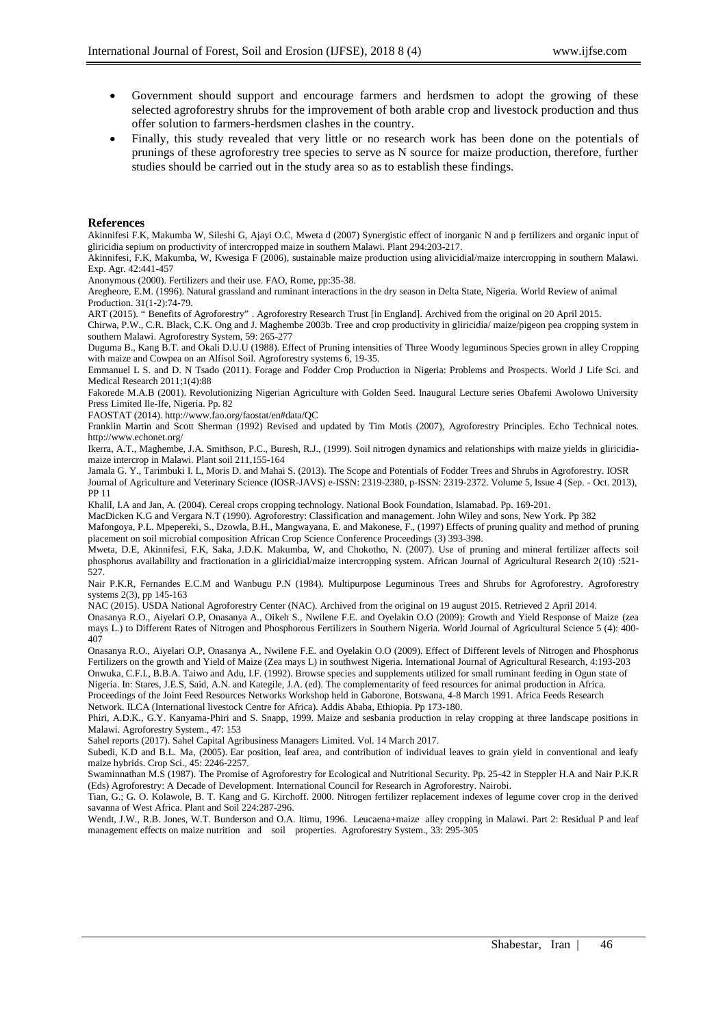- Government should support and encourage farmers and herdsmen to adopt the growing of these selected agroforestry shrubs for the improvement of both arable crop and livestock production and thus offer solution to farmers-herdsmen clashes in the country.
- Finally, this study revealed that very little or no research work has been done on the potentials of prunings of these agroforestry tree species to serve as N source for maize production, therefore, further studies should be carried out in the study area so as to establish these findings.

## References

Akinnifesi F.K, Makumba W, Sileshi G, Ajayi O.C, Mweta d (2007) Synergistic effect of inorganic N and p fertilizers and organic input of gliricidia sepium on productivity of intercropped maize in southern Malawi. Plant 294:203-217.

Akinnifesi, F.K, Makumba, W, Kwesiga F (2006), sustainable maize production using alivicidial/maize intercropping in southern Malawi. Exp. Agr. 42:441-457

Anonymous (2000). Fertilizers and their use. FAO, Rome, pp:35-38.

Aregheore, E.M. (1996). Natural grassland and ruminant interactions in the dry season in Delta State, Nigeria. World Review of animal Production. 31(1-2):74-79.

ART (2015). " Benefits of Agroforestry" . Agroforestry Research Trust [in England]. Archived from the original on 20 April 2015.

Chirwa, P.W., C.R. Black, C.K. Ong and J. Maghembe 2003b. Tree and crop productivity in gliricidia/ maize/pigeon pea cropping system in southern Malawi. Agroforestry System, 59: 265-277

Duguma B., Kang B.T. and Okali D.U.U (1988). Effect of Pruning intensities of Three Woody leguminous Species grown in alley Cropping with maize and Cowpea on an Alfisol Soil. Agroforestry systems 6, 19-35.

Emmanuel L S. and D. N Tsado (2011). Forage and Fodder Crop Production in Nigeria: Problems and Prospects. World J Life Sci. and Medical Research 2011;1(4):88

Fakorede M.A.B (2001). Revolutionizing Nigerian Agriculture with Golden Seed. Inaugural Lecture series Obafemi Awolowo University Press Limited Ile-Ife, Nigeria. Pp. 82

FAOSTAT (2014). http://www.fao.org/faostat/en#data/QC

Franklin Martin and Scott Sherman (1992) Revised and updated by Tim Motis (2007), Agroforestry Principles. Echo Technical notes. http://www.echonet.org/

Ikerra, A.T., Maghembe, J.A. Smithson, P.C., Buresh, R.J., (1999). Soil nitrogen dynamics and relationships with maize yields in gliricidia-maize intercrop in Malawi. Plant soil 211,155-164

Jamala G. Y., Tarimbuki I. L, Moris D. and Mahai S. (2013). The Scope and Potentials of Fodder Trees and Shrubs in Agroforestry. IOSR Journal of Agriculture and Veterinary Science (IOSR-JAVS) e-ISSN: 2319-2380, p-ISSN: 2319-2372. Volume 5, Issue 4 (Sep. - Oct. 2013), PP 11

Khalil, I.A and Jan, A. (2004). Cereal crops cropping technology. National Book Foundation, Islamabad. Pp. 169-201.

MacDicken K.G and Vergara N.T (1990). Agroforestry: Classification and management. John Wiley and sons, New York. Pp 382

Mafongoya, P.L. Mpepereki, S., Dzowla, B.H., Mangwayana, E. and Makonese, F., (1997) Effects of pruning quality and method of pruning placement on soil microbial composition African Crop Science Conference Proceedings (3) 393-398.

Mweta, D.E, Akinnifesi, F.K, Saka, J.D.K. Makumba, W, and Chokotho, N. (2007). Use of pruning and mineral fertilizer affects soil phosphorus availability and fractionation in a gliricidial/maize intercropping system. African Journal of Agricultural Research 2(10) :521-527.

Nair P.K.R, Fernandes E.C.M and Wanbugu P.N (1984). Multipurpose Leguminous Trees and Shrubs for Agroforestry. Agroforestry systems 2(3), pp 145-163

NAC (2015). USDA National Agroforestry Center (NAC). Archived from the original on 19 august 2015. Retrieved 2 April 2014.

Onasanya R.O., Aiyelari O.P, Onasanya A., Oikeh S., Nwilene F.E. and Oyelakin O.O (2009): Growth and Yield Response of Maize (zea mays L.) to Different Rates of Nitrogen and Phosphorous Fertilizers in Southern Nigeria. World Journal of Agricultural Science 5 (4): 400-407

Onasanya R.O., Aiyelari O.P, Onasanya A., Nwilene F.E. and Oyelakin O.O (2009). Effect of Different levels of Nitrogen and Phosphorus Fertilizers on the growth and Yield of Maize (Zea mays L) in southwest Nigeria. International Journal of Agricultural Research, 4:193-203

Onwuka, C.F.I., B.B.A. Taiwo and Adu, I.F. (1992). Browse species and supplements utilized for small ruminant feeding in Ogun state of Nigeria. In: Stares, J.E.S, Said, A.N. and Kategile, J.A. (ed). The complementarity of feed resources for animal production in Africa. Proceedings of the Joint Feed Resources Networks Workshop held in Gaborone, Botswana, 4-8 March 1991. Africa Feeds Research Network. ILCA (International livestock Centre for Africa). Addis Ababa, Ethiopia. Pp 173-180.

Phiri, A.D.K., G.Y. Kanyama-Phiri and S. Snapp, 1999. Maize and sesbania production in relay cropping at three landscape positions in Malawi. Agroforestry System., 47: 153

Sahel reports (2017). Sahel Capital Agribusiness Managers Limited. Vol. 14 March 2017.

Subedi, K.D and B.L. Ma, (2005). Ear position, leaf area, and contribution of individual leaves to grain yield in conventional and leafy maize hybrids. Crop Sci., 45: 2246-2257.

Swaminnathan M.S (1987). The Promise of Agroforestry for Ecological and Nutritional Security. Pp. 25-42 in Steppler H.A and Nair P.K.R (Eds) Agroforestry: A Decade of Development. International Council for Research in Agroforestry. Nairobi.

Tian, G.; G. O. Kolawole, B. T. Kang and G. Kirchoff. 2000. Nitrogen fertilizer replacement indexes of legume cover crop in the derived savanna of West Africa. Plant and Soil 224:287-296.

Wendt, J.W., R.B. Jones, W.T. Bunderson and O.A. Itimu, 1996. Leucaena+maize alley cropping in Malawi. Part 2: Residual P and leaf management effects on maize nutrition and soil properties. Agroforestry System., 33: 295-305